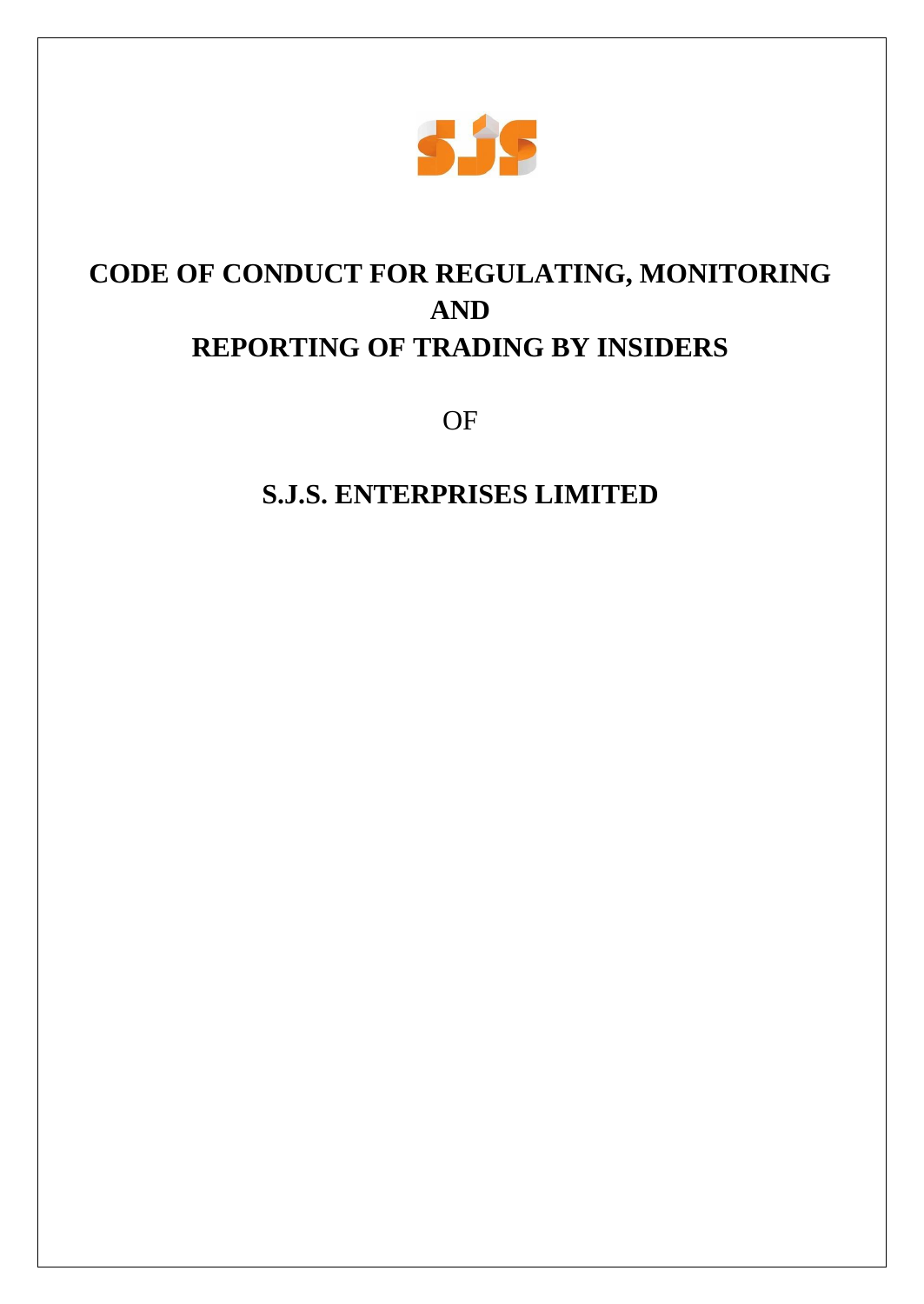# CODE OF CONDUCT FOR REGULATING, MONITORING AND REPORTING OF TRADING BY INSIDERS

OF

## S.J.S. ENTERPRISES LIMITED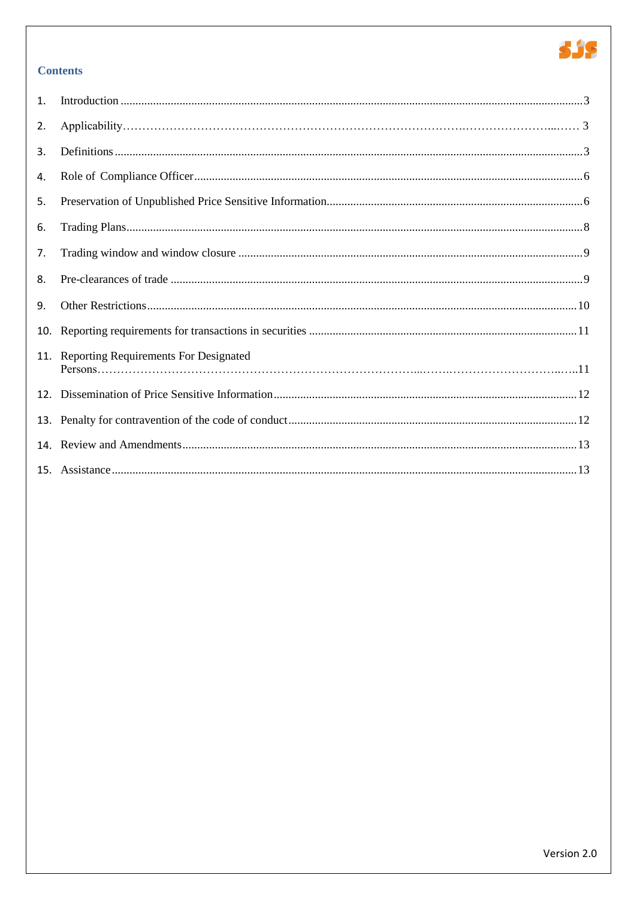## Contents

1. Introduction .......................................................... 3
2. Applicability .......................................................... 3
3. Definitions .......................................................... 3
4. Role of Compliance Officer .......................................................... 6
5. Preservation of Unpublished Price Sensitive Information .......................................................... 6
6. Trading Plans .......................................................... 8
7. Trading window and window closure .......................................................... 9
8. Pre-clearances of trade .......................................................... 9
9. Other Restrictions .......................................................... 10
10. Reporting requirements for transactions in securities .......................................................... 11
11. Reporting Requirements For Designated Persons .......................................................... 11
12. Dissemination of Price Sensitive Information .......................................................... 12
13. Penalty for contravention of the code of conduct .......................................................... 12
14. Review and Amendments .......................................................... 13
15. Assistance .......................................................... 13

Version 2.0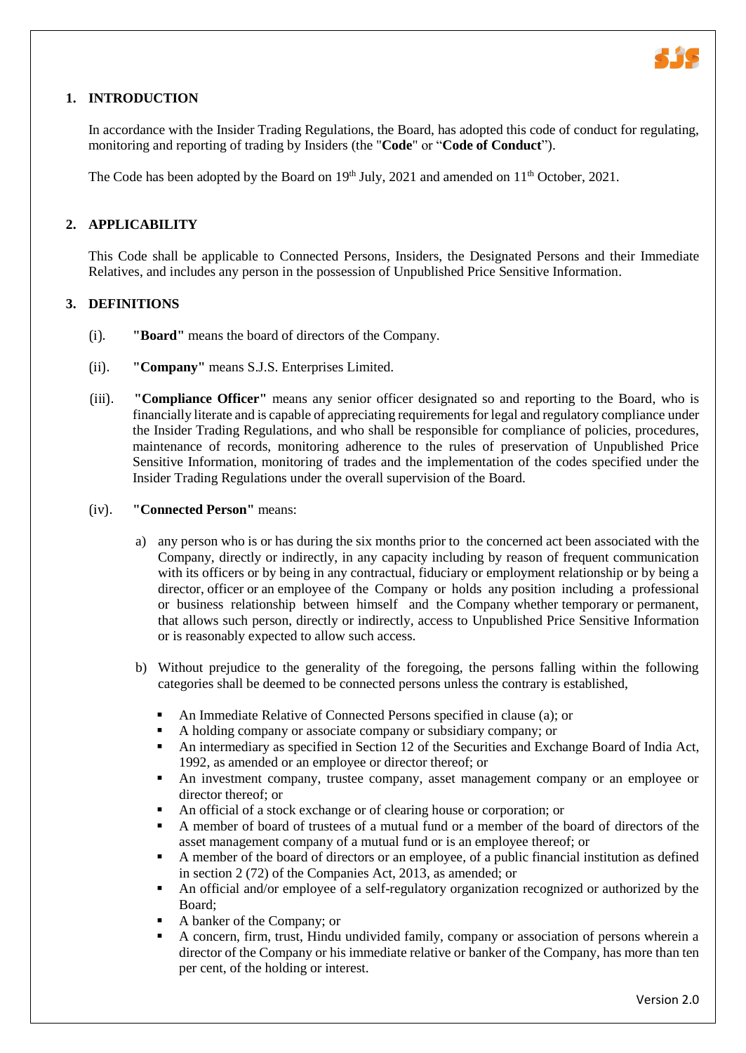## 1. INTRODUCTION

In accordance with the Insider Trading Regulations, the Board, has adopted this code of conduct for regulating, monitoring and reporting of trading by Insiders (the "**Code**" or "**Code of Conduct**").

The Code has been adopted by the Board on 19th July, 2021 and amended on 11th October, 2021.

## 2. APPLICABILITY

This Code shall be applicable to Connected Persons, Insiders, the Designated Persons and their Immediate Relatives, and includes any person in the possession of Unpublished Price Sensitive Information.

## 3. DEFINITIONS

(i). **"Board"** means the board of directors of the Company.

(ii). **"Company"** means S.J.S. Enterprises Limited.

(iii). **"Compliance Officer"** means any senior officer designated so and reporting to the Board, who is financially literate and is capable of appreciating requirements for legal and regulatory compliance under the Insider Trading Regulations, and who shall be responsible for compliance of policies, procedures, maintenance of records, monitoring adherence to the rules of preservation of Unpublished Price Sensitive Information, monitoring of trades and the implementation of the codes specified under the Insider Trading Regulations under the overall supervision of the Board.

(iv). **"Connected Person"** means:

a) any person who is or has during the six months prior to the concerned act been associated with the Company, directly or indirectly, in any capacity including by reason of frequent communication with its officers or by being in any contractual, fiduciary or employment relationship or by being a director, officer or an employee of the Company or holds any position including a professional or business relationship between himself and the Company whether temporary or permanent, that allows such person, directly or indirectly, access to Unpublished Price Sensitive Information or is reasonably expected to allow such access.

b) Without prejudice to the generality of the foregoing, the persons falling within the following categories shall be deemed to be connected persons unless the contrary is established,

- An Immediate Relative of Connected Persons specified in clause (a); or
- A holding company or associate company or subsidiary company; or
- An intermediary as specified in Section 12 of the Securities and Exchange Board of India Act, 1992, as amended or an employee or director thereof; or
- An investment company, trustee company, asset management company or an employee or director thereof; or
- An official of a stock exchange or of clearing house or corporation; or
- A member of board of trustees of a mutual fund or a member of the board of directors of the asset management company of a mutual fund or is an employee thereof; or
- A member of the board of directors or an employee, of a public financial institution as defined in section 2 (72) of the Companies Act, 2013, as amended; or
- An official and/or employee of a self-regulatory organization recognized or authorized by the Board;
- A banker of the Company; or
- A concern, firm, trust, Hindu undivided family, company or association of persons wherein a director of the Company or his immediate relative or banker of the Company, has more than ten per cent, of the holding or interest.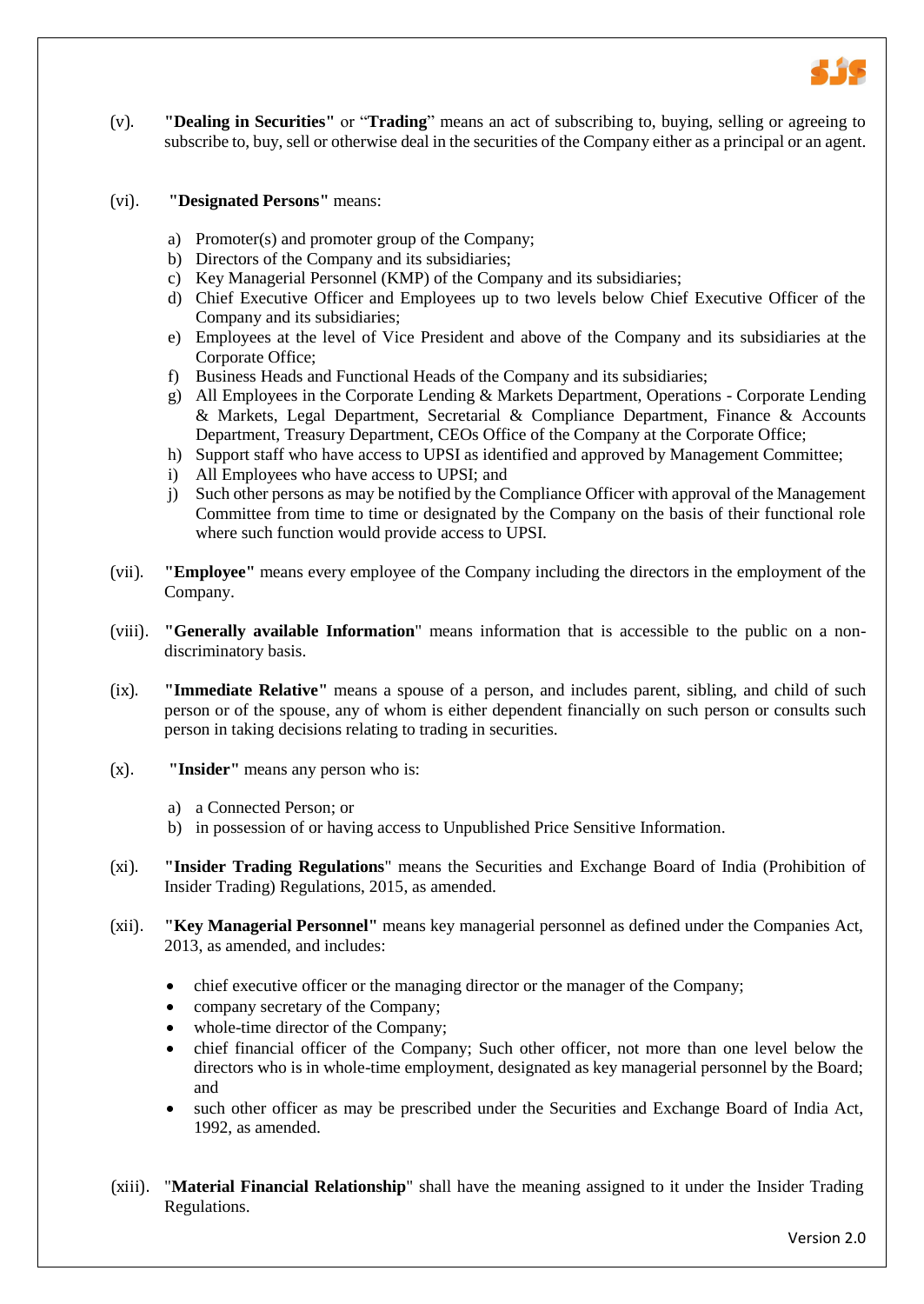(v). **"Dealing in Securities"** or "**Trading**" means an act of subscribing to, buying, selling or agreeing to subscribe to, buy, sell or otherwise deal in the securities of the Company either as a principal or an agent.

(vi). **"Designated Persons"** means:

a) Promoter(s) and promoter group of the Company;
b) Directors of the Company and its subsidiaries;
c) Key Managerial Personnel (KMP) of the Company and its subsidiaries;
d) Chief Executive Officer and Employees up to two levels below Chief Executive Officer of the Company and its subsidiaries;
e) Employees at the level of Vice President and above of the Company and its subsidiaries at the Corporate Office;
f) Business Heads and Functional Heads of the Company and its subsidiaries;
g) All Employees in the Corporate Lending & Markets Department, Operations - Corporate Lending & Markets, Legal Department, Secretarial & Compliance Department, Finance & Accounts Department, Treasury Department, CEOs Office of the Company at the Corporate Office;
h) Support staff who have access to UPSI as identified and approved by Management Committee;
i) All Employees who have access to UPSI; and
j) Such other persons as may be notified by the Compliance Officer with approval of the Management Committee from time to time or designated by the Company on the basis of their functional role where such function would provide access to UPSI.

(vii). **"Employee"** means every employee of the Company including the directors in the employment of the Company.

(viii). **"Generally available Information**" means information that is accessible to the public on a non-discriminatory basis.

(ix). **"Immediate Relative"** means a spouse of a person, and includes parent, sibling, and child of such person or of the spouse, any of whom is either dependent financially on such person or consults such person in taking decisions relating to trading in securities.

(x). **"Insider"** means any person who is:

a) a Connected Person; or
b) in possession of or having access to Unpublished Price Sensitive Information.

(xi). **"Insider Trading Regulations**" means the Securities and Exchange Board of India (Prohibition of Insider Trading) Regulations, 2015, as amended.

(xii). **"Key Managerial Personnel"** means key managerial personnel as defined under the Companies Act, 2013, as amended, and includes:

- chief executive officer or the managing director or the manager of the Company;
- company secretary of the Company;
- whole-time director of the Company;
- chief financial officer of the Company; Such other officer, not more than one level below the directors who is in whole-time employment, designated as key managerial personnel by the Board; and
- such other officer as may be prescribed under the Securities and Exchange Board of India Act, 1992, as amended.

(xiii). "**Material Financial Relationship**" shall have the meaning assigned to it under the Insider Trading Regulations.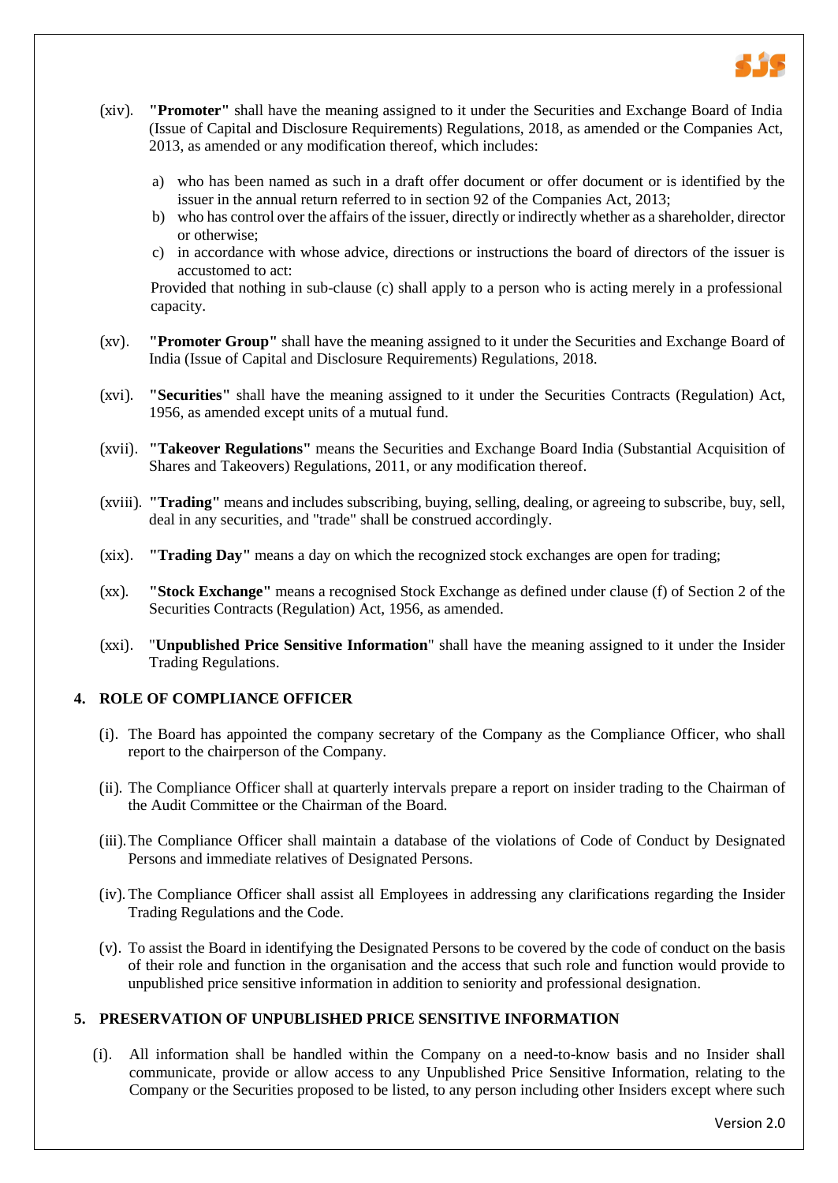(xiv). **"Promoter"** shall have the meaning assigned to it under the Securities and Exchange Board of India (Issue of Capital and Disclosure Requirements) Regulations, 2018, as amended or the Companies Act, 2013, as amended or any modification thereof, which includes:

a) who has been named as such in a draft offer document or offer document or is identified by the issuer in the annual return referred to in section 92 of the Companies Act, 2013;
b) who has control over the affairs of the issuer, directly or indirectly whether as a shareholder, director or otherwise;
c) in accordance with whose advice, directions or instructions the board of directors of the issuer is accustomed to act:

Provided that nothing in sub-clause (c) shall apply to a person who is acting merely in a professional capacity.

(xv). **"Promoter Group"** shall have the meaning assigned to it under the Securities and Exchange Board of India (Issue of Capital and Disclosure Requirements) Regulations, 2018.

(xvi). **"Securities"** shall have the meaning assigned to it under the Securities Contracts (Regulation) Act, 1956, as amended except units of a mutual fund.

(xvii). **"Takeover Regulations"** means the Securities and Exchange Board India (Substantial Acquisition of Shares and Takeovers) Regulations, 2011, or any modification thereof.

(xviii). **"Trading"** means and includes subscribing, buying, selling, dealing, or agreeing to subscribe, buy, sell, deal in any securities, and "trade" shall be construed accordingly.

(xix). **"Trading Day"** means a day on which the recognized stock exchanges are open for trading;

(xx). **"Stock Exchange"** means a recognised Stock Exchange as defined under clause (f) of Section 2 of the Securities Contracts (Regulation) Act, 1956, as amended.

(xxi). "**Unpublished Price Sensitive Information**" shall have the meaning assigned to it under the Insider Trading Regulations.

## 4. ROLE OF COMPLIANCE OFFICER

(i). The Board has appointed the company secretary of the Company as the Compliance Officer, who shall report to the chairperson of the Company.

(ii). The Compliance Officer shall at quarterly intervals prepare a report on insider trading to the Chairman of the Audit Committee or the Chairman of the Board.

(iii). The Compliance Officer shall maintain a database of the violations of Code of Conduct by Designated Persons and immediate relatives of Designated Persons.

(iv). The Compliance Officer shall assist all Employees in addressing any clarifications regarding the Insider Trading Regulations and the Code.

(v). To assist the Board in identifying the Designated Persons to be covered by the code of conduct on the basis of their role and function in the organisation and the access that such role and function would provide to unpublished price sensitive information in addition to seniority and professional designation.

## 5. PRESERVATION OF UNPUBLISHED PRICE SENSITIVE INFORMATION

(i). All information shall be handled within the Company on a need-to-know basis and no Insider shall communicate, provide or allow access to any Unpublished Price Sensitive Information, relating to the Company or the Securities proposed to be listed, to any person including other Insiders except where such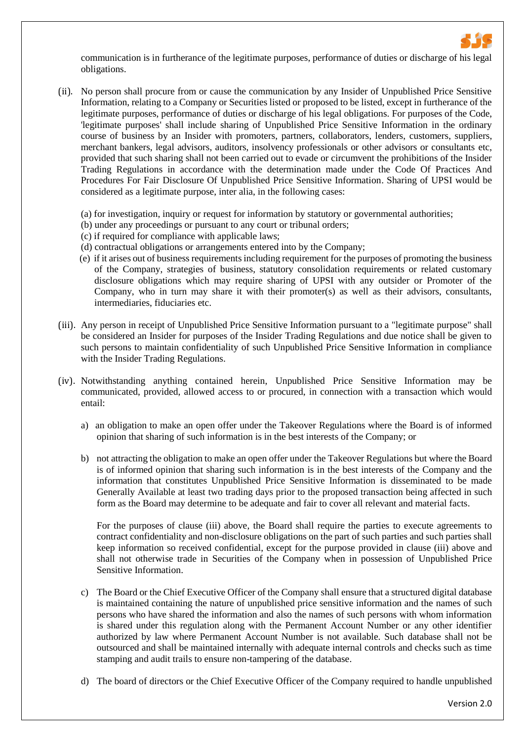communication is in furtherance of the legitimate purposes, performance of duties or discharge of his legal obligations.

(ii). No person shall procure from or cause the communication by any Insider of Unpublished Price Sensitive Information, relating to a Company or Securities listed or proposed to be listed, except in furtherance of the legitimate purposes, performance of duties or discharge of his legal obligations. For purposes of the Code, 'legitimate purposes' shall include sharing of Unpublished Price Sensitive Information in the ordinary course of business by an Insider with promoters, partners, collaborators, lenders, customers, suppliers, merchant bankers, legal advisors, auditors, insolvency professionals or other advisors or consultants etc, provided that such sharing shall not been carried out to evade or circumvent the prohibitions of the Insider Trading Regulations in accordance with the determination made under the Code Of Practices And Procedures For Fair Disclosure Of Unpublished Price Sensitive Information. Sharing of UPSI would be considered as a legitimate purpose, inter alia, in the following cases:

(a) for investigation, inquiry or request for information by statutory or governmental authorities;
(b) under any proceedings or pursuant to any court or tribunal orders;
(c) if required for compliance with applicable laws;
(d) contractual obligations or arrangements entered into by the Company;
(e) if it arises out of business requirements including requirement for the purposes of promoting the business of the Company, strategies of business, statutory consolidation requirements or related customary disclosure obligations which may require sharing of UPSI with any outsider or Promoter of the Company, who in turn may share it with their promoter(s) as well as their advisors, consultants, intermediaries, fiduciaries etc.

(iii). Any person in receipt of Unpublished Price Sensitive Information pursuant to a "legitimate purpose" shall be considered an Insider for purposes of the Insider Trading Regulations and due notice shall be given to such persons to maintain confidentiality of such Unpublished Price Sensitive Information in compliance with the Insider Trading Regulations.

(iv). Notwithstanding anything contained herein, Unpublished Price Sensitive Information may be communicated, provided, allowed access to or procured, in connection with a transaction which would entail:

a) an obligation to make an open offer under the Takeover Regulations where the Board is of informed opinion that sharing of such information is in the best interests of the Company; or

b) not attracting the obligation to make an open offer under the Takeover Regulations but where the Board is of informed opinion that sharing such information is in the best interests of the Company and the information that constitutes Unpublished Price Sensitive Information is disseminated to be made Generally Available at least two trading days prior to the proposed transaction being affected in such form as the Board may determine to be adequate and fair to cover all relevant and material facts.

For the purposes of clause (iii) above, the Board shall require the parties to execute agreements to contract confidentiality and non-disclosure obligations on the part of such parties and such parties shall keep information so received confidential, except for the purpose provided in clause (iii) above and shall not otherwise trade in Securities of the Company when in possession of Unpublished Price Sensitive Information.

c) The Board or the Chief Executive Officer of the Company shall ensure that a structured digital database is maintained containing the nature of unpublished price sensitive information and the names of such persons who have shared the information and also the names of such persons with whom information is shared under this regulation along with the Permanent Account Number or any other identifier authorized by law where Permanent Account Number is not available. Such database shall not be outsourced and shall be maintained internally with adequate internal controls and checks such as time stamping and audit trails to ensure non-tampering of the database.

d) The board of directors or the Chief Executive Officer of the Company required to handle unpublished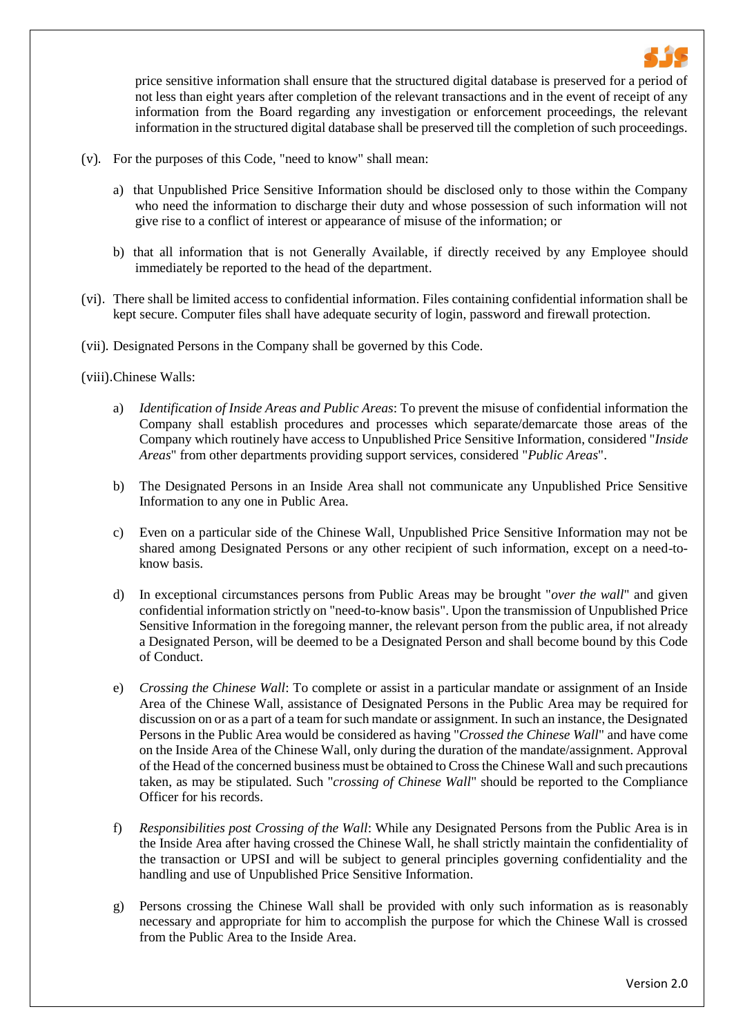price sensitive information shall ensure that the structured digital database is preserved for a period of not less than eight years after completion of the relevant transactions and in the event of receipt of any information from the Board regarding any investigation or enforcement proceedings, the relevant information in the structured digital database shall be preserved till the completion of such proceedings.

(v). For the purposes of this Code, "need to know" shall mean:

a) that Unpublished Price Sensitive Information should be disclosed only to those within the Company who need the information to discharge their duty and whose possession of such information will not give rise to a conflict of interest or appearance of misuse of the information; or

b) that all information that is not Generally Available, if directly received by any Employee should immediately be reported to the head of the department.

(vi). There shall be limited access to confidential information. Files containing confidential information shall be kept secure. Computer files shall have adequate security of login, password and firewall protection.

(vii). Designated Persons in the Company shall be governed by this Code.

(viii). Chinese Walls:

a) *Identification of Inside Areas and Public Areas*: To prevent the misuse of confidential information the Company shall establish procedures and processes which separate/demarcate those areas of the Company which routinely have access to Unpublished Price Sensitive Information, considered "*Inside Areas*" from other departments providing support services, considered "*Public Areas*".

b) The Designated Persons in an Inside Area shall not communicate any Unpublished Price Sensitive Information to any one in Public Area.

c) Even on a particular side of the Chinese Wall, Unpublished Price Sensitive Information may not be shared among Designated Persons or any other recipient of such information, except on a need-to-know basis.

d) In exceptional circumstances persons from Public Areas may be brought "*over the wall*" and given confidential information strictly on "need-to-know basis". Upon the transmission of Unpublished Price Sensitive Information in the foregoing manner, the relevant person from the public area, if not already a Designated Person, will be deemed to be a Designated Person and shall become bound by this Code of Conduct.

e) *Crossing the Chinese Wall*: To complete or assist in a particular mandate or assignment of an Inside Area of the Chinese Wall, assistance of Designated Persons in the Public Area may be required for discussion on or as a part of a team for such mandate or assignment. In such an instance, the Designated Persons in the Public Area would be considered as having "*Crossed the Chinese Wall*" and have come on the Inside Area of the Chinese Wall, only during the duration of the mandate/assignment. Approval of the Head of the concerned business must be obtained to Cross the Chinese Wall and such precautions taken, as may be stipulated. Such "*crossing of Chinese Wall*" should be reported to the Compliance Officer for his records.

f) *Responsibilities post Crossing of the Wall*: While any Designated Persons from the Public Area is in the Inside Area after having crossed the Chinese Wall, he shall strictly maintain the confidentiality of the transaction or UPSI and will be subject to general principles governing confidentiality and the handling and use of Unpublished Price Sensitive Information.

g) Persons crossing the Chinese Wall shall be provided with only such information as is reasonably necessary and appropriate for him to accomplish the purpose for which the Chinese Wall is crossed from the Public Area to the Inside Area.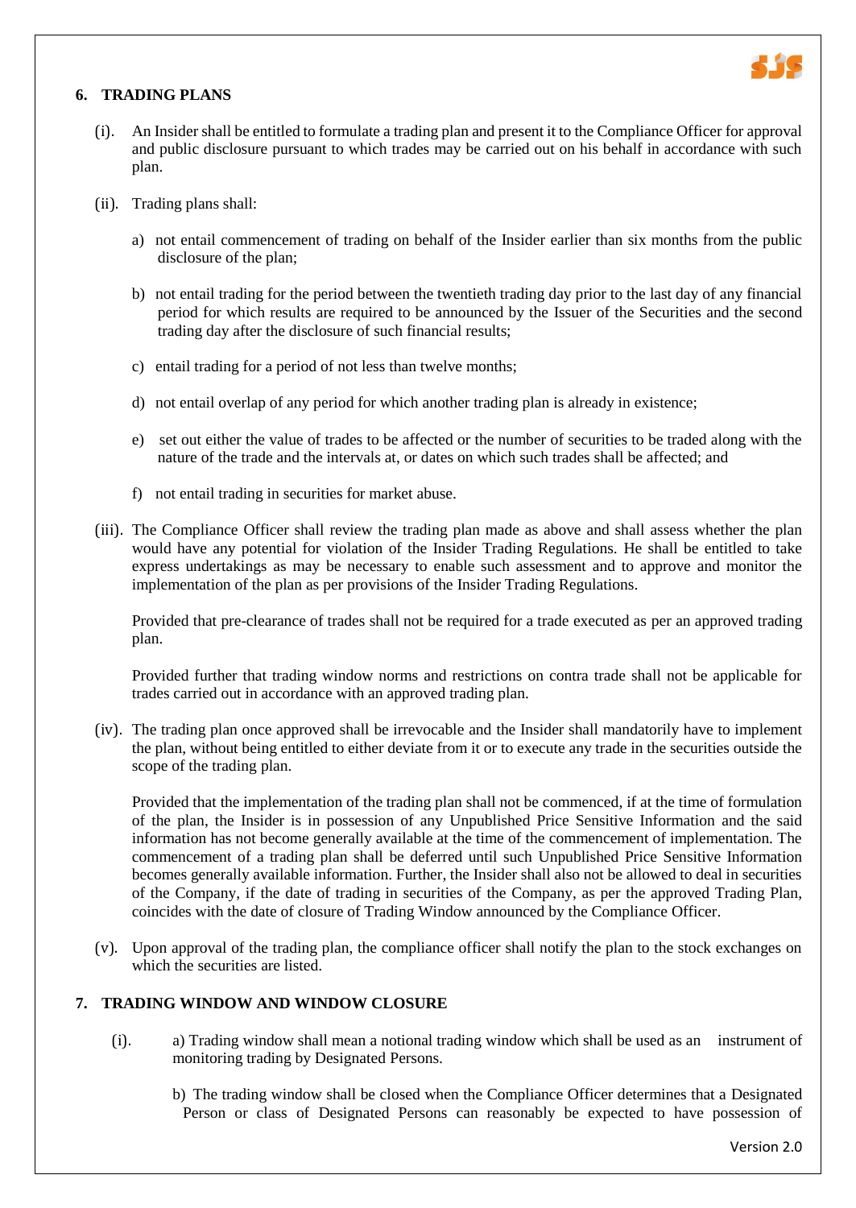## 6. TRADING PLANS

(i). An Insider shall be entitled to formulate a trading plan and present it to the Compliance Officer for approval and public disclosure pursuant to which trades may be carried out on his behalf in accordance with such plan.

(ii). Trading plans shall:

a) not entail commencement of trading on behalf of the Insider earlier than six months from the public disclosure of the plan;

b) not entail trading for the period between the twentieth trading day prior to the last day of any financial period for which results are required to be announced by the Issuer of the Securities and the second trading day after the disclosure of such financial results;

c) entail trading for a period of not less than twelve months;

d) not entail overlap of any period for which another trading plan is already in existence;

e) set out either the value of trades to be affected or the number of securities to be traded along with the nature of the trade and the intervals at, or dates on which such trades shall be affected; and

f) not entail trading in securities for market abuse.

(iii). The Compliance Officer shall review the trading plan made as above and shall assess whether the plan would have any potential for violation of the Insider Trading Regulations. He shall be entitled to take express undertakings as may be necessary to enable such assessment and to approve and monitor the implementation of the plan as per provisions of the Insider Trading Regulations.

Provided that pre-clearance of trades shall not be required for a trade executed as per an approved trading plan.

Provided further that trading window norms and restrictions on contra trade shall not be applicable for trades carried out in accordance with an approved trading plan.

(iv). The trading plan once approved shall be irrevocable and the Insider shall mandatorily have to implement the plan, without being entitled to either deviate from it or to execute any trade in the securities outside the scope of the trading plan.

Provided that the implementation of the trading plan shall not be commenced, if at the time of formulation of the plan, the Insider is in possession of any Unpublished Price Sensitive Information and the said information has not become generally available at the time of the commencement of implementation. The commencement of a trading plan shall be deferred until such Unpublished Price Sensitive Information becomes generally available information. Further, the Insider shall also not be allowed to deal in securities of the Company, if the date of trading in securities of the Company, as per the approved Trading Plan, coincides with the date of closure of Trading Window announced by the Compliance Officer.

(v). Upon approval of the trading plan, the compliance officer shall notify the plan to the stock exchanges on which the securities are listed.

## 7. TRADING WINDOW AND WINDOW CLOSURE

(i). a) Trading window shall mean a notional trading window which shall be used as an instrument of monitoring trading by Designated Persons.

b) The trading window shall be closed when the Compliance Officer determines that a Designated Person or class of Designated Persons can reasonably be expected to have possession of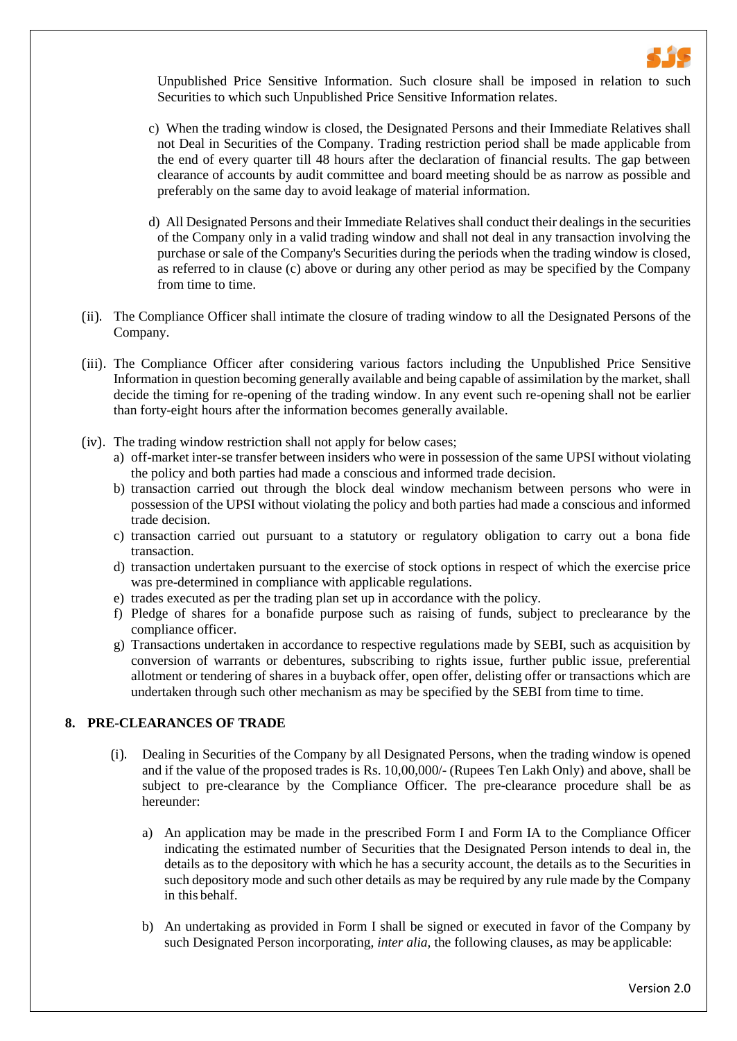Unpublished Price Sensitive Information. Such closure shall be imposed in relation to such Securities to which such Unpublished Price Sensitive Information relates.

c) When the trading window is closed, the Designated Persons and their Immediate Relatives shall not Deal in Securities of the Company. Trading restriction period shall be made applicable from the end of every quarter till 48 hours after the declaration of financial results. The gap between clearance of accounts by audit committee and board meeting should be as narrow as possible and preferably on the same day to avoid leakage of material information.

d) All Designated Persons and their Immediate Relatives shall conduct their dealings in the securities of the Company only in a valid trading window and shall not deal in any transaction involving the purchase or sale of the Company's Securities during the periods when the trading window is closed, as referred to in clause (c) above or during any other period as may be specified by the Company from time to time.

(ii). The Compliance Officer shall intimate the closure of trading window to all the Designated Persons of the Company.

(iii). The Compliance Officer after considering various factors including the Unpublished Price Sensitive Information in question becoming generally available and being capable of assimilation by the market, shall decide the timing for re-opening of the trading window. In any event such re-opening shall not be earlier than forty-eight hours after the information becomes generally available.

(iv). The trading window restriction shall not apply for below cases;

a) off-market inter-se transfer between insiders who were in possession of the same UPSI without violating the policy and both parties had made a conscious and informed trade decision.
b) transaction carried out through the block deal window mechanism between persons who were in possession of the UPSI without violating the policy and both parties had made a conscious and informed trade decision.
c) transaction carried out pursuant to a statutory or regulatory obligation to carry out a bona fide transaction.
d) transaction undertaken pursuant to the exercise of stock options in respect of which the exercise price was pre-determined in compliance with applicable regulations.
e) trades executed as per the trading plan set up in accordance with the policy.
f) Pledge of shares for a bonafide purpose such as raising of funds, subject to preclearance by the compliance officer.
g) Transactions undertaken in accordance to respective regulations made by SEBI, such as acquisition by conversion of warrants or debentures, subscribing to rights issue, further public issue, preferential allotment or tendering of shares in a buyback offer, open offer, delisting offer or transactions which are undertaken through such other mechanism as may be specified by the SEBI from time to time.

## 8. PRE-CLEARANCES OF TRADE

(i). Dealing in Securities of the Company by all Designated Persons, when the trading window is opened and if the value of the proposed trades is Rs. 10,00,000/- (Rupees Ten Lakh Only) and above, shall be subject to pre-clearance by the Compliance Officer. The pre-clearance procedure shall be as hereunder:

a) An application may be made in the prescribed Form I and Form IA to the Compliance Officer indicating the estimated number of Securities that the Designated Person intends to deal in, the details as to the depository with which he has a security account, the details as to the Securities in such depository mode and such other details as may be required by any rule made by the Company in this behalf.

b) An undertaking as provided in Form I shall be signed or executed in favor of the Company by such Designated Person incorporating, *inter alia*, the following clauses, as may be applicable: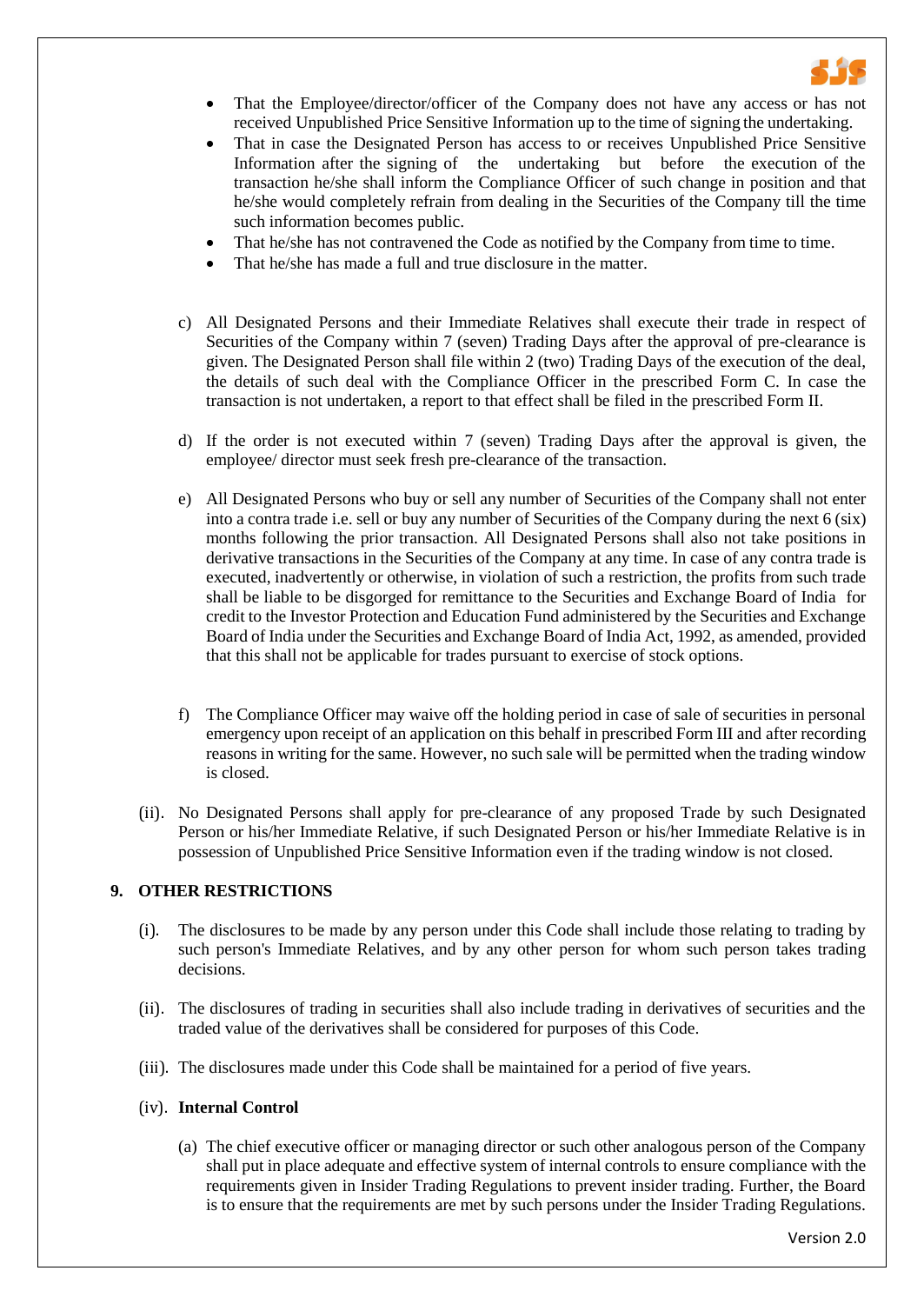- That the Employee/director/officer of the Company does not have any access or has not received Unpublished Price Sensitive Information up to the time of signing the undertaking.
- That in case the Designated Person has access to or receives Unpublished Price Sensitive Information after the signing of the undertaking but before the execution of the transaction he/she shall inform the Compliance Officer of such change in position and that he/she would completely refrain from dealing in the Securities of the Company till the time such information becomes public.
- That he/she has not contravened the Code as notified by the Company from time to time.
- That he/she has made a full and true disclosure in the matter.

c) All Designated Persons and their Immediate Relatives shall execute their trade in respect of Securities of the Company within 7 (seven) Trading Days after the approval of pre-clearance is given. The Designated Person shall file within 2 (two) Trading Days of the execution of the deal, the details of such deal with the Compliance Officer in the prescribed Form C. In case the transaction is not undertaken, a report to that effect shall be filed in the prescribed Form II.

d) If the order is not executed within 7 (seven) Trading Days after the approval is given, the employee/ director must seek fresh pre-clearance of the transaction.

e) All Designated Persons who buy or sell any number of Securities of the Company shall not enter into a contra trade i.e. sell or buy any number of Securities of the Company during the next 6 (six) months following the prior transaction. All Designated Persons shall also not take positions in derivative transactions in the Securities of the Company at any time. In case of any contra trade is executed, inadvertently or otherwise, in violation of such a restriction, the profits from such trade shall be liable to be disgorged for remittance to the Securities and Exchange Board of India for credit to the Investor Protection and Education Fund administered by the Securities and Exchange Board of India under the Securities and Exchange Board of India Act, 1992, as amended, provided that this shall not be applicable for trades pursuant to exercise of stock options.

f) The Compliance Officer may waive off the holding period in case of sale of securities in personal emergency upon receipt of an application on this behalf in prescribed Form III and after recording reasons in writing for the same. However, no such sale will be permitted when the trading window is closed.

(ii). No Designated Persons shall apply for pre-clearance of any proposed Trade by such Designated Person or his/her Immediate Relative, if such Designated Person or his/her Immediate Relative is in possession of Unpublished Price Sensitive Information even if the trading window is not closed.

## 9. OTHER RESTRICTIONS

(i). The disclosures to be made by any person under this Code shall include those relating to trading by such person's Immediate Relatives, and by any other person for whom such person takes trading decisions.

(ii). The disclosures of trading in securities shall also include trading in derivatives of securities and the traded value of the derivatives shall be considered for purposes of this Code.

(iii). The disclosures made under this Code shall be maintained for a period of five years.

(iv). **Internal Control**

(a) The chief executive officer or managing director or such other analogous person of the Company shall put in place adequate and effective system of internal controls to ensure compliance with the requirements given in Insider Trading Regulations to prevent insider trading. Further, the Board is to ensure that the requirements are met by such persons under the Insider Trading Regulations.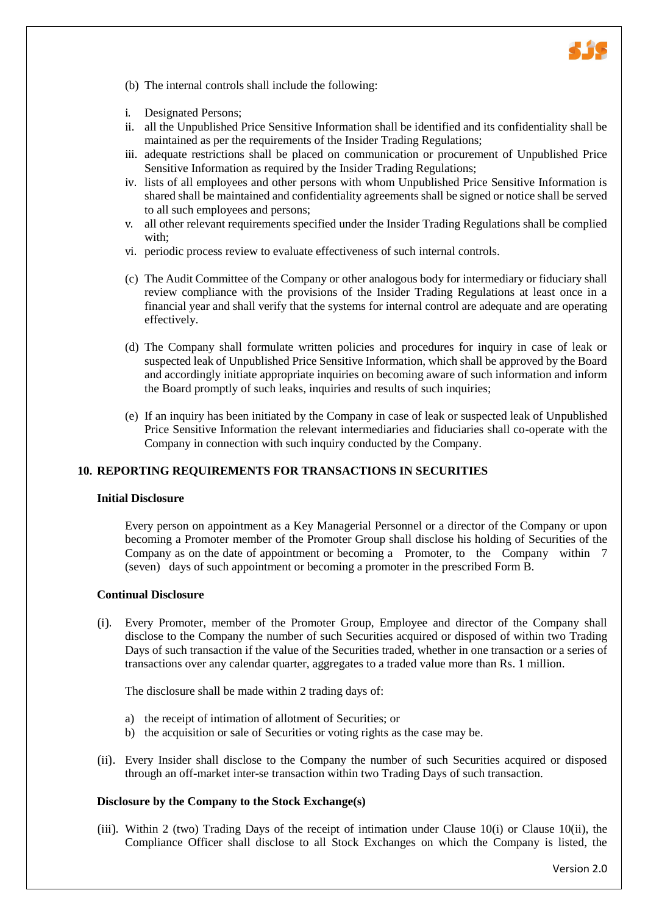(b) The internal controls shall include the following:

i. Designated Persons;
ii. all the Unpublished Price Sensitive Information shall be identified and its confidentiality shall be maintained as per the requirements of the Insider Trading Regulations;
iii. adequate restrictions shall be placed on communication or procurement of Unpublished Price Sensitive Information as required by the Insider Trading Regulations;
iv. lists of all employees and other persons with whom Unpublished Price Sensitive Information is shared shall be maintained and confidentiality agreements shall be signed or notice shall be served to all such employees and persons;
v. all other relevant requirements specified under the Insider Trading Regulations shall be complied with;
vi. periodic process review to evaluate effectiveness of such internal controls.

(c) The Audit Committee of the Company or other analogous body for intermediary or fiduciary shall review compliance with the provisions of the Insider Trading Regulations at least once in a financial year and shall verify that the systems for internal control are adequate and are operating effectively.

(d) The Company shall formulate written policies and procedures for inquiry in case of leak or suspected leak of Unpublished Price Sensitive Information, which shall be approved by the Board and accordingly initiate appropriate inquiries on becoming aware of such information and inform the Board promptly of such leaks, inquiries and results of such inquiries;

(e) If an inquiry has been initiated by the Company in case of leak or suspected leak of Unpublished Price Sensitive Information the relevant intermediaries and fiduciaries shall co-operate with the Company in connection with such inquiry conducted by the Company.

## 10. REPORTING REQUIREMENTS FOR TRANSACTIONS IN SECURITIES

**Initial Disclosure**

Every person on appointment as a Key Managerial Personnel or a director of the Company or upon becoming a Promoter member of the Promoter Group shall disclose his holding of Securities of the Company as on the date of appointment or becoming a Promoter, to the Company within 7 (seven) days of such appointment or becoming a promoter in the prescribed Form B.

**Continual Disclosure**

(i). Every Promoter, member of the Promoter Group, Employee and director of the Company shall disclose to the Company the number of such Securities acquired or disposed of within two Trading Days of such transaction if the value of the Securities traded, whether in one transaction or a series of transactions over any calendar quarter, aggregates to a traded value more than Rs. 1 million.

The disclosure shall be made within 2 trading days of:

a) the receipt of intimation of allotment of Securities; or
b) the acquisition or sale of Securities or voting rights as the case may be.

(ii). Every Insider shall disclose to the Company the number of such Securities acquired or disposed through an off-market inter-se transaction within two Trading Days of such transaction.

**Disclosure by the Company to the Stock Exchange(s)**

(iii). Within 2 (two) Trading Days of the receipt of intimation under Clause 10(i) or Clause 10(ii), the Compliance Officer shall disclose to all Stock Exchanges on which the Company is listed, the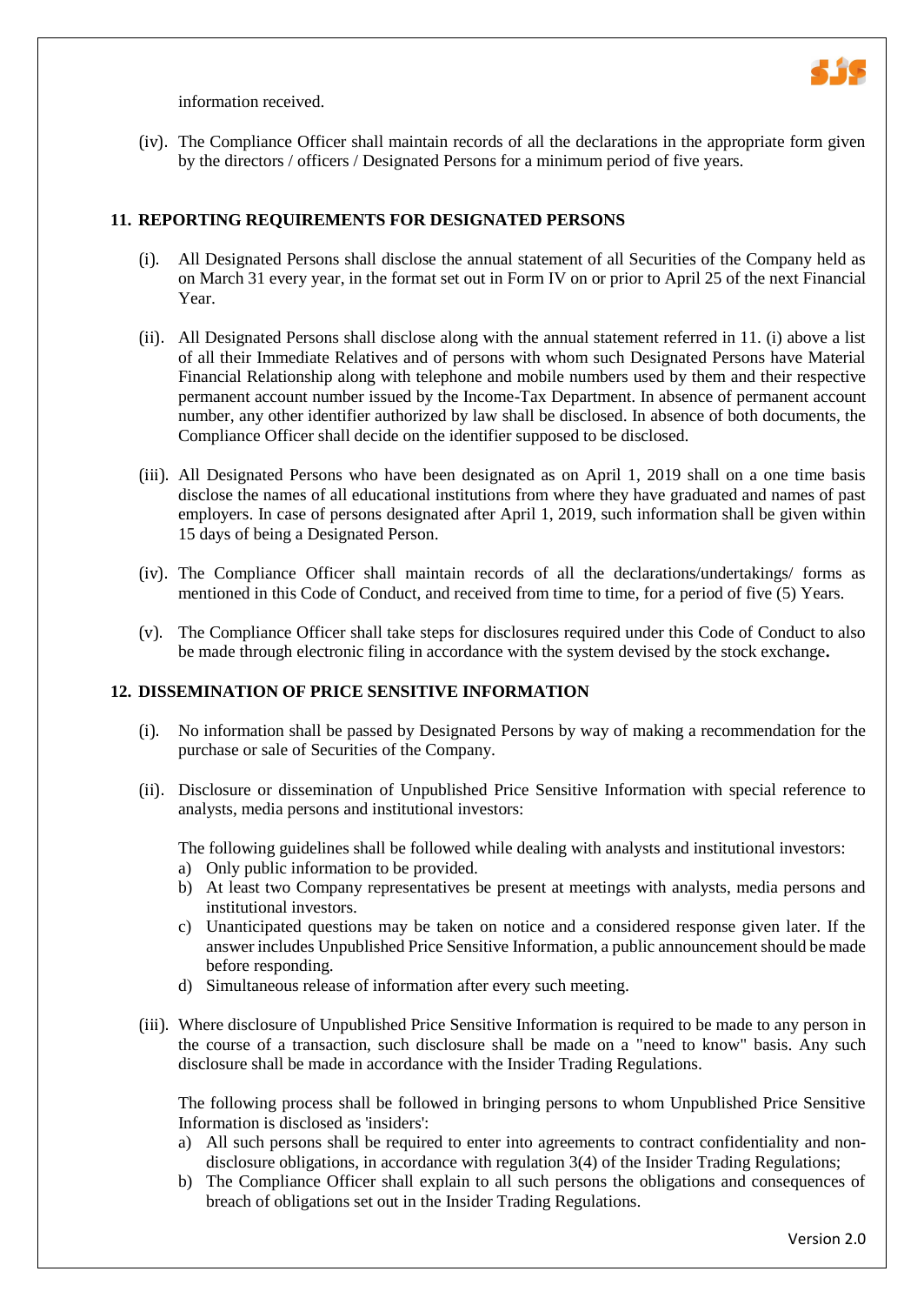information received.

(iv). The Compliance Officer shall maintain records of all the declarations in the appropriate form given by the directors / officers / Designated Persons for a minimum period of five years.

## 11. REPORTING REQUIREMENTS FOR DESIGNATED PERSONS

(i). All Designated Persons shall disclose the annual statement of all Securities of the Company held as on March 31 every year, in the format set out in Form IV on or prior to April 25 of the next Financial Year.

(ii). All Designated Persons shall disclose along with the annual statement referred in 11. (i) above a list of all their Immediate Relatives and of persons with whom such Designated Persons have Material Financial Relationship along with telephone and mobile numbers used by them and their respective permanent account number issued by the Income-Tax Department. In absence of permanent account number, any other identifier authorized by law shall be disclosed. In absence of both documents, the Compliance Officer shall decide on the identifier supposed to be disclosed.

(iii). All Designated Persons who have been designated as on April 1, 2019 shall on a one time basis disclose the names of all educational institutions from where they have graduated and names of past employers. In case of persons designated after April 1, 2019, such information shall be given within 15 days of being a Designated Person.

(iv). The Compliance Officer shall maintain records of all the declarations/undertakings/ forms as mentioned in this Code of Conduct, and received from time to time, for a period of five (5) Years.

(v). The Compliance Officer shall take steps for disclosures required under this Code of Conduct to also be made through electronic filing in accordance with the system devised by the stock exchange**.**

## 12. DISSEMINATION OF PRICE SENSITIVE INFORMATION

(i). No information shall be passed by Designated Persons by way of making a recommendation for the purchase or sale of Securities of the Company.

(ii). Disclosure or dissemination of Unpublished Price Sensitive Information with special reference to analysts, media persons and institutional investors:

The following guidelines shall be followed while dealing with analysts and institutional investors:

a) Only public information to be provided.
b) At least two Company representatives be present at meetings with analysts, media persons and institutional investors.
c) Unanticipated questions may be taken on notice and a considered response given later. If the answer includes Unpublished Price Sensitive Information, a public announcement should be made before responding.
d) Simultaneous release of information after every such meeting.

(iii). Where disclosure of Unpublished Price Sensitive Information is required to be made to any person in the course of a transaction, such disclosure shall be made on a "need to know" basis. Any such disclosure shall be made in accordance with the Insider Trading Regulations.

The following process shall be followed in bringing persons to whom Unpublished Price Sensitive Information is disclosed as 'insiders':

a) All such persons shall be required to enter into agreements to contract confidentiality and non-disclosure obligations, in accordance with regulation 3(4) of the Insider Trading Regulations;
b) The Compliance Officer shall explain to all such persons the obligations and consequences of breach of obligations set out in the Insider Trading Regulations.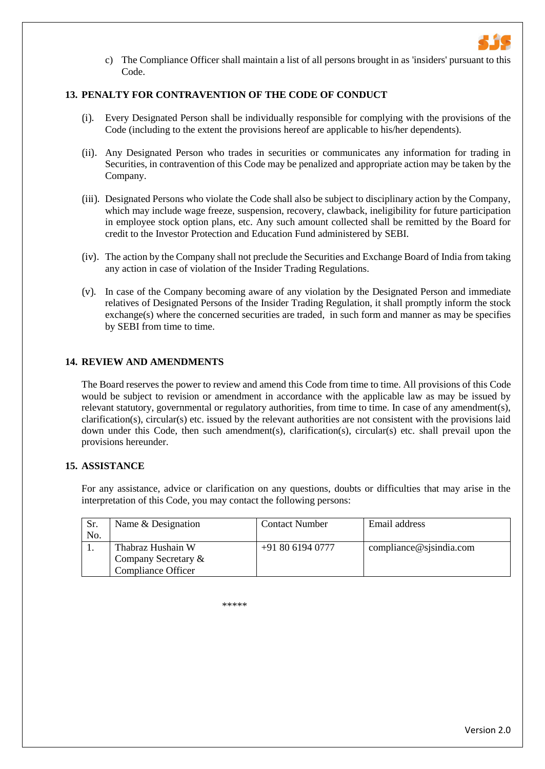c) The Compliance Officer shall maintain a list of all persons brought in as 'insiders' pursuant to this Code.

## 13. PENALTY FOR CONTRAVENTION OF THE CODE OF CONDUCT

(i). Every Designated Person shall be individually responsible for complying with the provisions of the Code (including to the extent the provisions hereof are applicable to his/her dependents).

(ii). Any Designated Person who trades in securities or communicates any information for trading in Securities, in contravention of this Code may be penalized and appropriate action may be taken by the Company.

(iii). Designated Persons who violate the Code shall also be subject to disciplinary action by the Company, which may include wage freeze, suspension, recovery, clawback, ineligibility for future participation in employee stock option plans, etc. Any such amount collected shall be remitted by the Board for credit to the Investor Protection and Education Fund administered by SEBI.

(iv). The action by the Company shall not preclude the Securities and Exchange Board of India from taking any action in case of violation of the Insider Trading Regulations.

(v). In case of the Company becoming aware of any violation by the Designated Person and immediate relatives of Designated Persons of the Insider Trading Regulation, it shall promptly inform the stock exchange(s) where the concerned securities are traded, in such form and manner as may be specifies by SEBI from time to time.

## 14. REVIEW AND AMENDMENTS

The Board reserves the power to review and amend this Code from time to time. All provisions of this Code would be subject to revision or amendment in accordance with the applicable law as may be issued by relevant statutory, governmental or regulatory authorities, from time to time. In case of any amendment(s), clarification(s), circular(s) etc. issued by the relevant authorities are not consistent with the provisions laid down under this Code, then such amendment(s), clarification(s), circular(s) etc. shall prevail upon the provisions hereunder.

## 15. ASSISTANCE

For any assistance, advice or clarification on any questions, doubts or difficulties that may arise in the interpretation of this Code, you may contact the following persons:

| Sr. No. | Name & Designation | Contact Number | Email address |
|---|---|---|---|
| 1. | Thabraz Hushain W<br>Company Secretary &<br>Compliance Officer | +91 80 6194 0777 | compliance@sjsindia.com |

*****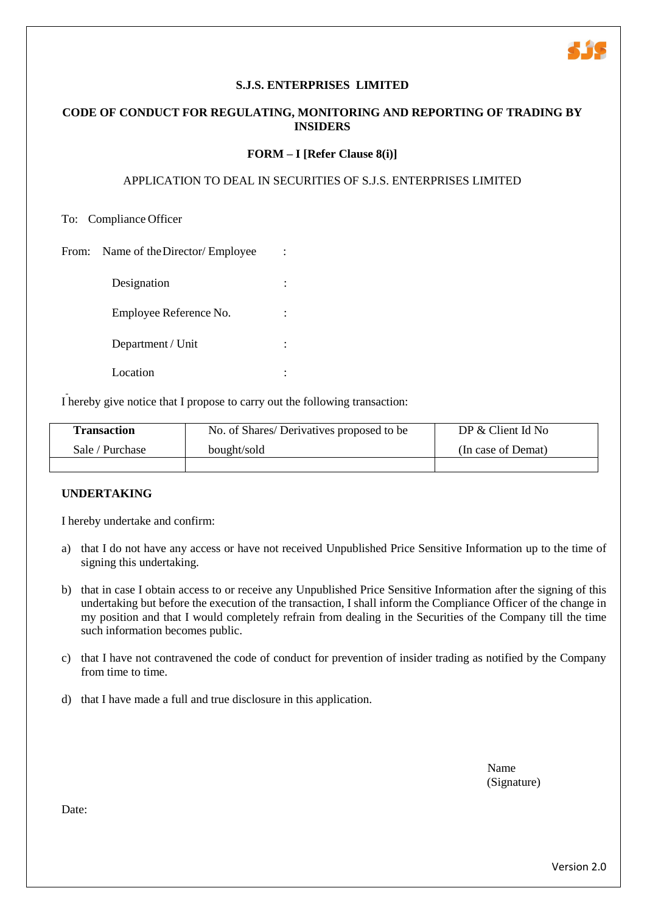**S.J.S. ENTERPRISES LIMITED**

**CODE OF CONDUCT FOR REGULATING, MONITORING AND REPORTING OF TRADING BY INSIDERS**

**FORM – I [Refer Clause 8(i)]**

APPLICATION TO DEAL IN SECURITIES OF S.J.S. ENTERPRISES LIMITED

To: Compliance Officer

From: Name of the Director/ Employee :

Designation :

Employee Reference No. :

Department / Unit :

Location :

I hereby give notice that I propose to carry out the following transaction:

| **Transaction** Sale / Purchase | No. of Shares/ Derivatives proposed to be bought/sold | DP & Client Id No (In case of Demat) |
|---|---|---|
| | | |

**UNDERTAKING**

I hereby undertake and confirm:

a) that I do not have any access or have not received Unpublished Price Sensitive Information up to the time of signing this undertaking.

b) that in case I obtain access to or receive any Unpublished Price Sensitive Information after the signing of this undertaking but before the execution of the transaction, I shall inform the Compliance Officer of the change in my position and that I would completely refrain from dealing in the Securities of the Company till the time such information becomes public.

c) that I have not contravened the code of conduct for prevention of insider trading as notified by the Company from time to time.

d) that I have made a full and true disclosure in this application.

Name
(Signature)

Date:

Version 2.0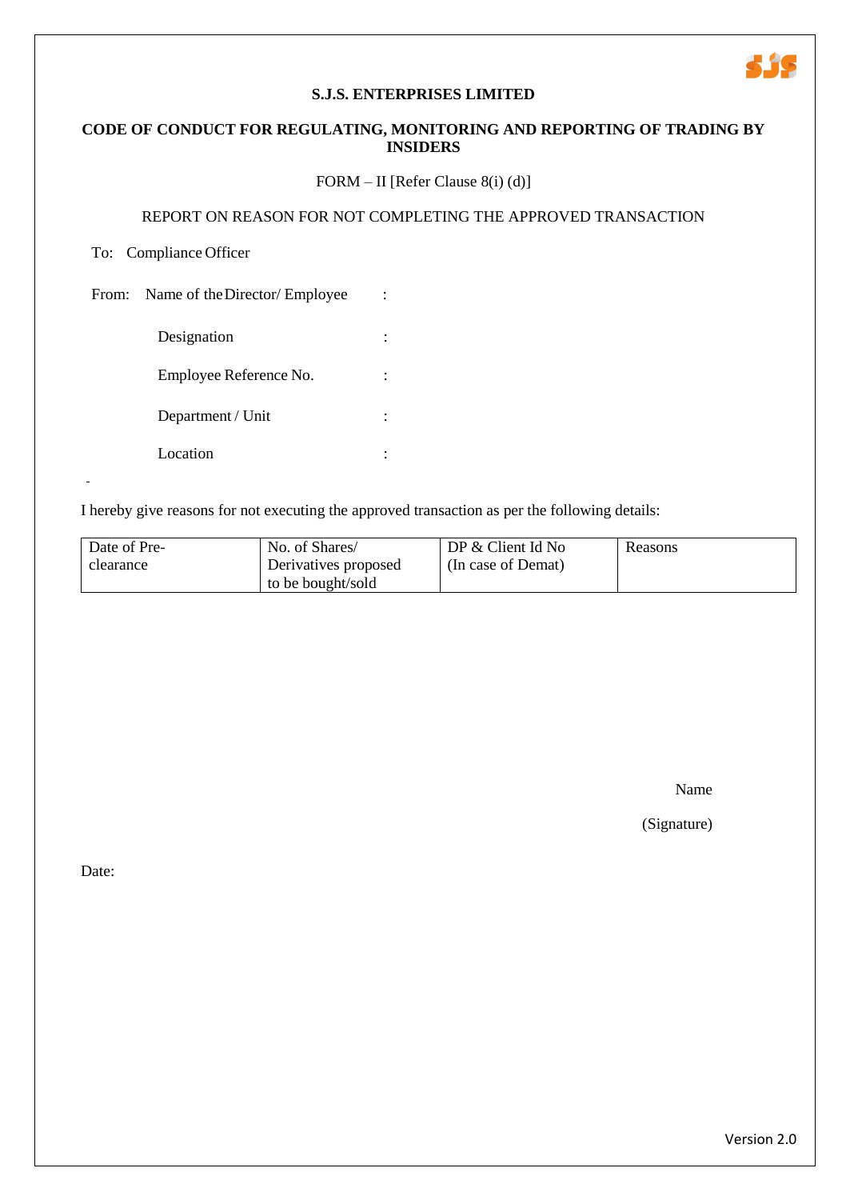**S.J.S. ENTERPRISES LIMITED**

**CODE OF CONDUCT FOR REGULATING, MONITORING AND REPORTING OF TRADING BY INSIDERS**

FORM – II [Refer Clause 8(i) (d)]

REPORT ON REASON FOR NOT COMPLETING THE APPROVED TRANSACTION

To: Compliance Officer

From: Name of the Director/ Employee :

Designation :

Employee Reference No. :

Department / Unit :

Location :

I hereby give reasons for not executing the approved transaction as per the following details:

| Date of Pre-clearance | No. of Shares/ Derivatives proposed to be bought/sold | DP & Client Id No (In case of Demat) | Reasons |
|---|---|---|---|

Name

(Signature)

Date:

Version 2.0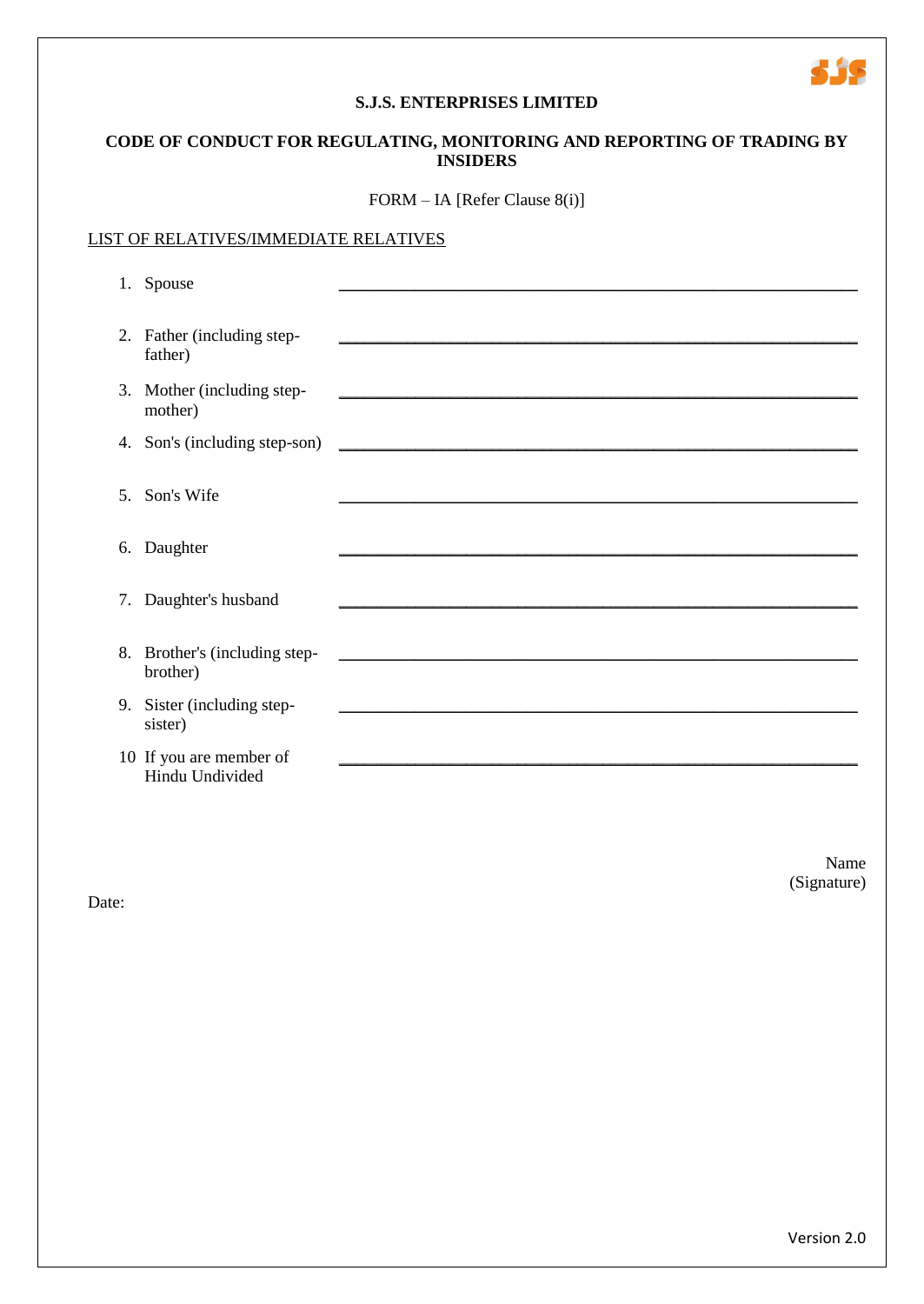**S.J.S. ENTERPRISES LIMITED**

**CODE OF CONDUCT FOR REGULATING, MONITORING AND REPORTING OF TRADING BY INSIDERS**

FORM – IA [Refer Clause 8(i)]

LIST OF RELATIVES/IMMEDIATE RELATIVES

| | |
|---|---|
| 1. Spouse | ____________________ |
| 2. Father (including step-father) | ____________________ |
| 3. Mother (including step-mother) | ____________________ |
| 4. Son's (including step-son) | ____________________ |
| 5. Son's Wife | ____________________ |
| 6. Daughter | ____________________ |
| 7. Daughter's husband | ____________________ |
| 8. Brother's (including step-brother) | ____________________ |
| 9. Sister (including step-sister) | ____________________ |
| 10 If you are member of Hindu Undivided | ____________________ |

Name
(Signature)

Date:

Version 2.0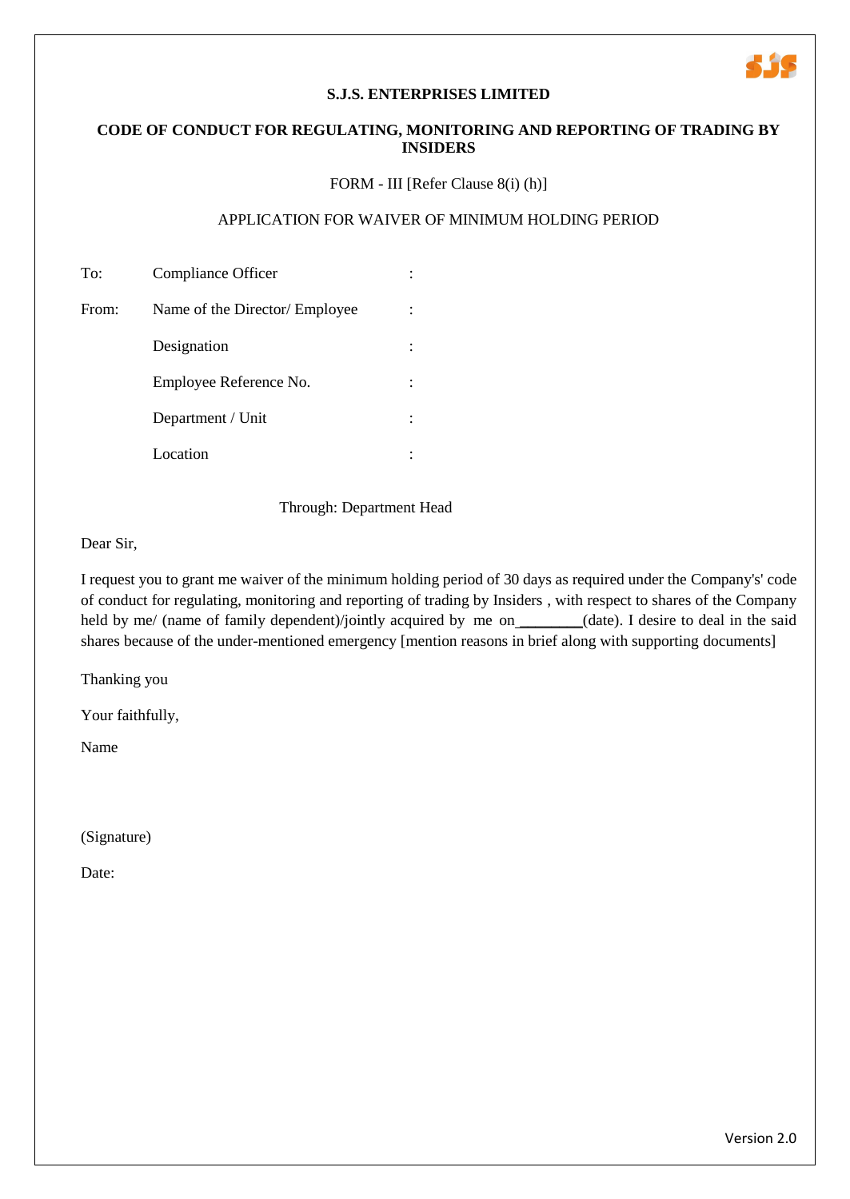**S.J.S. ENTERPRISES LIMITED**

**CODE OF CONDUCT FOR REGULATING, MONITORING AND REPORTING OF TRADING BY INSIDERS**

FORM - III [Refer Clause 8(i) (h)]

APPLICATION FOR WAIVER OF MINIMUM HOLDING PERIOD

| | | |
|---|---|---|
| To: | Compliance Officer | : |
| From: | Name of the Director/ Employee | : |
| | Designation | : |
| | Employee Reference No. | : |
| | Department / Unit | : |
| | Location | : |

Through: Department Head

Dear Sir,

I request you to grant me waiver of the minimum holding period of 30 days as required under the Company's' code of conduct for regulating, monitoring and reporting of trading by Insiders , with respect to shares of the Company held by me/ (name of family dependent)/jointly acquired by me on ________(date). I desire to deal in the said shares because of the under-mentioned emergency [mention reasons in brief along with supporting documents]

Thanking you

Your faithfully,

Name

(Signature)

Date:

Version 2.0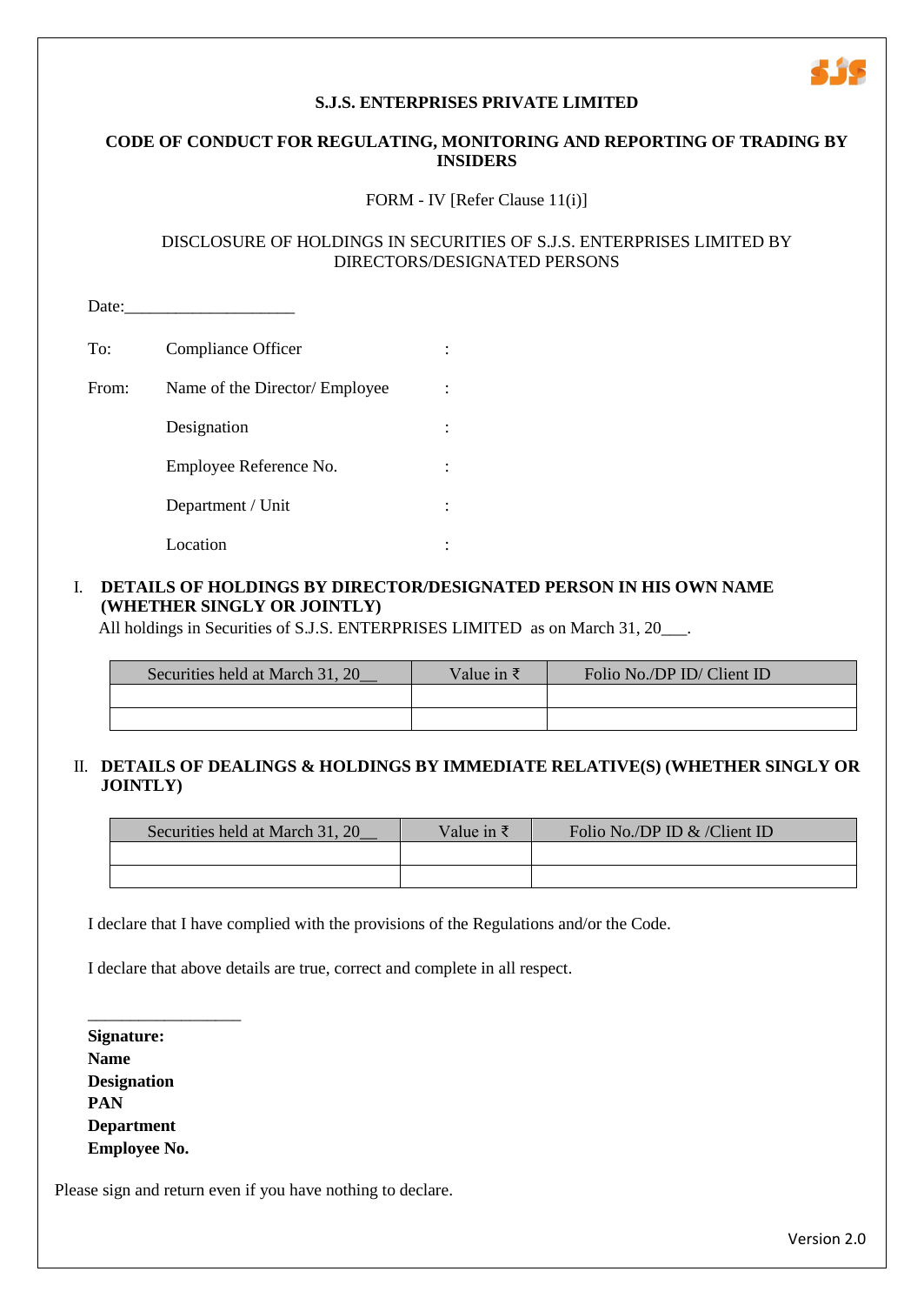**S.J.S. ENTERPRISES PRIVATE LIMITED**

**CODE OF CONDUCT FOR REGULATING, MONITORING AND REPORTING OF TRADING BY INSIDERS**

FORM - IV [Refer Clause 11(i)]

DISCLOSURE OF HOLDINGS IN SECURITIES OF S.J.S. ENTERPRISES LIMITED BY DIRECTORS/DESIGNATED PERSONS

Date:____________________

To: Compliance Officer :

From: Name of the Director/ Employee :

Designation :

Employee Reference No. :

Department / Unit :

Location :

I. **DETAILS OF HOLDINGS BY DIRECTOR/DESIGNATED PERSON IN HIS OWN NAME (WHETHER SINGLY OR JOINTLY)**

All holdings in Securities of S.J.S. ENTERPRISES LIMITED as on March 31, 20___.

| Securities held at March 31, 20__ | Value in ₹ | Folio No./DP ID/ Client ID |
|---|---|---|
| | | |
| | | |

II. **DETAILS OF DEALINGS & HOLDINGS BY IMMEDIATE RELATIVE(S) (WHETHER SINGLY OR JOINTLY)**

| Securities held at March 31, 20__ | Value in ₹ | Folio No./DP ID & /Client ID |
|---|---|---|
| | | |
| | | |

I declare that I have complied with the provisions of the Regulations and/or the Code.

I declare that above details are true, correct and complete in all respect.

__________________

**Signature:**
**Name**
**Designation**
**PAN**
**Department**
**Employee No.**

Please sign and return even if you have nothing to declare.

Version 2.0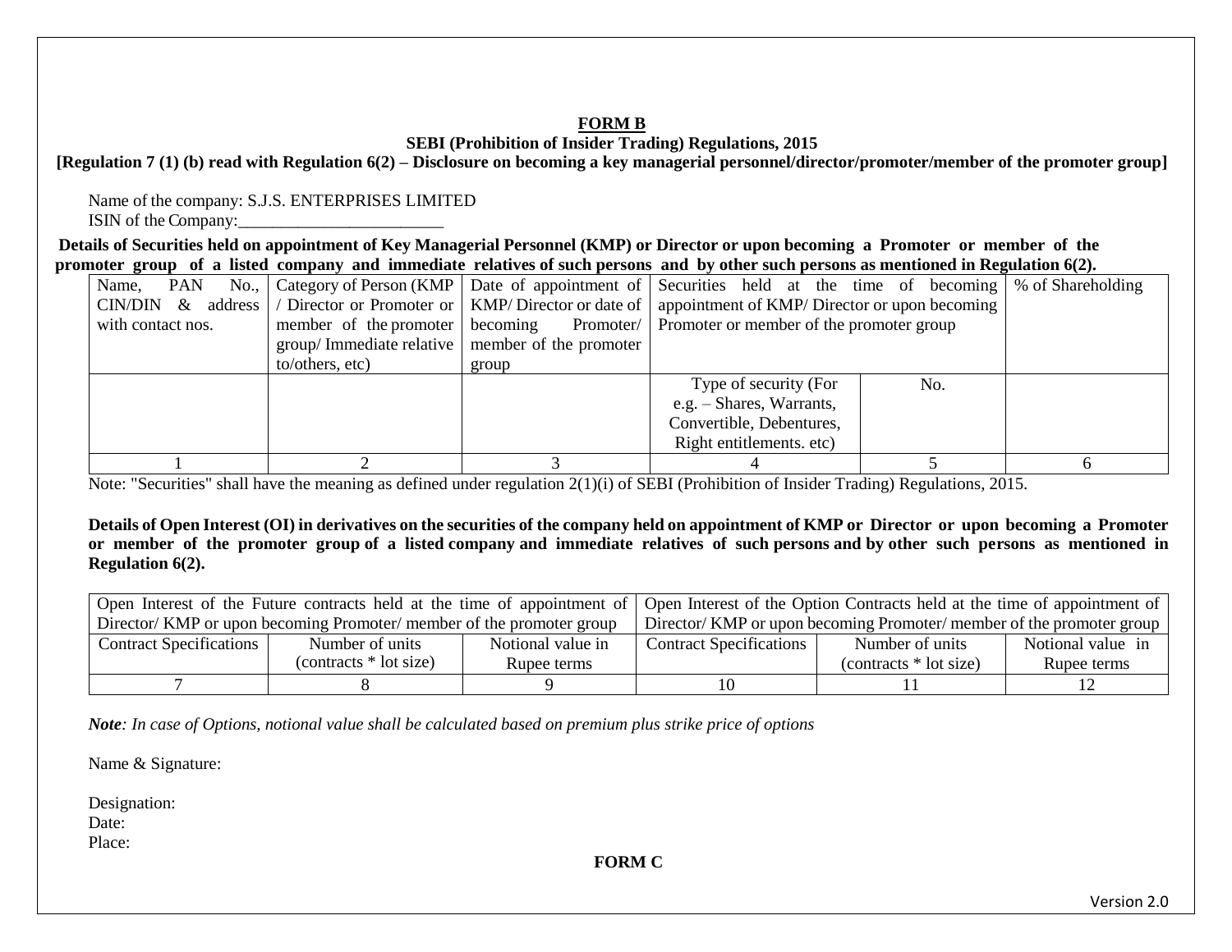# FORM B

**SEBI (Prohibition of Insider Trading) Regulations, 2015**

**[Regulation 7 (1) (b) read with Regulation 6(2) – Disclosure on becoming a key managerial personnel/director/promoter/member of the promoter group]**

Name of the company: S.J.S. ENTERPRISES LIMITED

ISIN of the Company:________________________

**Details of Securities held on appointment of Key Managerial Personnel (KMP) or Director or upon becoming a Promoter or member of the promoter group of a listed company and immediate relatives of such persons and by other such persons as mentioned in Regulation 6(2).**

| Name, PAN No., CIN/DIN & address with contact nos. | Category of Person (KMP / Director or Promoter or member of the promoter group/ Immediate relative to/others, etc) | Date of appointment of KMP/ Director or date of becoming Promoter/ member of the promoter group | Securities held at the time of becoming appointment of KMP/ Director or upon becoming Promoter or member of the promoter group | | % of Shareholding |
|---|---|---|---|---|---|
| | | | Type of security (For e.g. – Shares, Warrants, Convertible, Debentures, Right entitlements. etc) | No. | |
| 1 | 2 | 3 | 4 | 5 | 6 |

Note: "Securities" shall have the meaning as defined under regulation 2(1)(i) of SEBI (Prohibition of Insider Trading) Regulations, 2015.

**Details of Open Interest (OI) in derivatives on the securities of the company held on appointment of KMP or Director or upon becoming a Promoter or member of the promoter group of a listed company and immediate relatives of such persons and by other such persons as mentioned in Regulation 6(2).**

| Open Interest of the Future contracts held at the time of appointment of Director/ KMP or upon becoming Promoter/ member of the promoter group | | | Open Interest of the Option Contracts held at the time of appointment of Director/ KMP or upon becoming Promoter/ member of the promoter group | | |
|---|---|---|---|---|---|
| Contract Specifications | Number of units (contracts * lot size) | Notional value in Rupee terms | Contract Specifications | Number of units (contracts * lot size) | Notional value in Rupee terms |
| 7 | 8 | 9 | 10 | 11 | 12 |

***Note**: In case of Options, notional value shall be calculated based on premium plus strike price of options*

Name & Signature:

Designation:

Date:

Place:

**FORM C**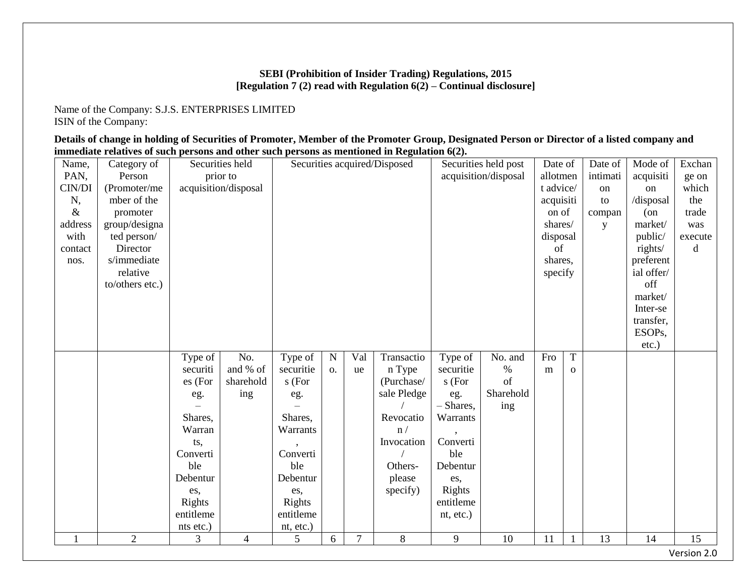**SEBI (Prohibition of Insider Trading) Regulations, 2015**
**[Regulation 7 (2) read with Regulation 6(2) – Continual disclosure]**

Name of the Company: S.J.S. ENTERPRISES LIMITED
ISIN of the Company:

**Details of change in holding of Securities of Promoter, Member of the Promoter Group, Designated Person or Director of a listed company and immediate relatives of such persons and other such persons as mentioned in Regulation 6(2).**

| Name, PAN, CIN/DIN, & address with contact nos. | Category of Person (Promoter/member of the promoter group/designated person/ Directors/immediate relative to/others etc.) | Securities held prior to acquisition/disposal | | Securities acquired/Disposed | | | | Securities held post acquisition/disposal | | Date of allotment advice/ acquisition of shares/ disposal of shares, specify | | Date of intimation to company | Mode of acquisition /disposal (on market/ public/ rights/ preferential offer/ off market/ Inter-se transfer, ESOPs, etc.) | Exchange on which the trade was executed |
|---|---|---|---|---|---|---|---|---|---|---|---|---|---|---|
| | | Type of securities (For eg. – Shares, Warrants, Convertible Debentures, Rights entitlements etc.) | No. and % of shareholding | Type of securities (For eg. – Shares, Warrants, Convertible Debentures, Rights entitlement, etc.) | No. | Value | Transaction Type (Purchase/ sale Pledge / Revocation / Invocation / Others- please specify) | Type of securities (For eg. – Shares, Warrants, Convertible Debentures, Rights entitlement, etc.) | No. and % of Shareholding | From | To | | | |
| 1 | 2 | 3 | 4 | 5 | 6 | 7 | 8 | 9 | 10 | 11 | 1 | 13 | 14 | 15 |

Version 2.0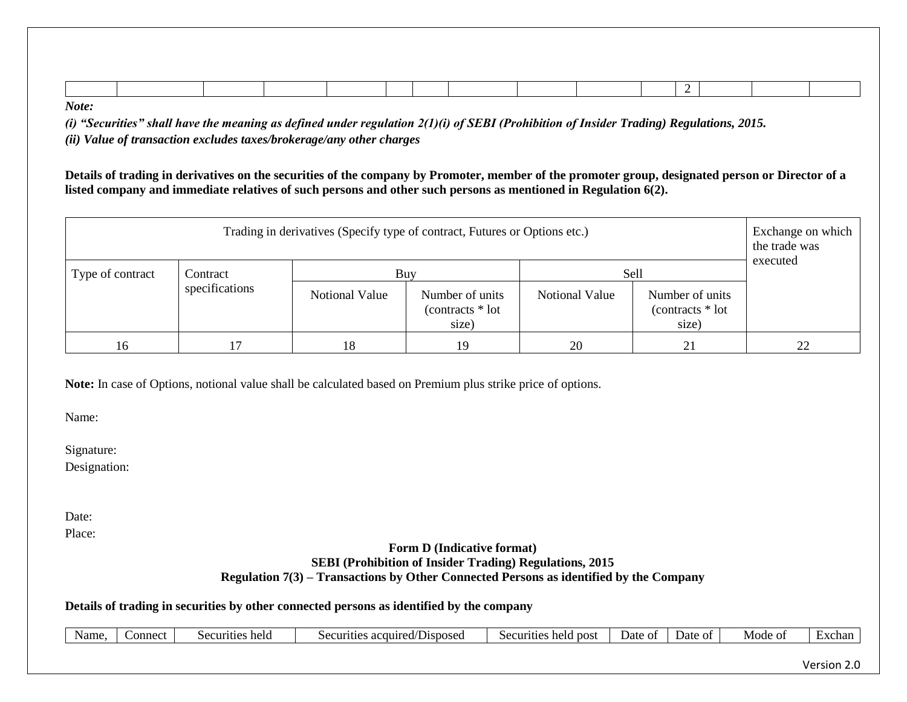| | | | | | | | | | | | 2 | | | |
|---|---|---|---|---|---|---|---|---|---|---|---|---|---|---|

***Note:***

***(i) "Securities" shall have the meaning as defined under regulation 2(1)(i) of SEBI (Prohibition of Insider Trading) Regulations, 2015.***
***(ii) Value of transaction excludes taxes/brokerage/any other charges***

**Details of trading in derivatives on the securities of the company by Promoter, member of the promoter group, designated person or Director of a listed company and immediate relatives of such persons and other such persons as mentioned in Regulation 6(2).**

| Trading in derivatives (Specify type of contract, Futures or Options etc.) | | | | | | Exchange on which the trade was executed |
|---|---|---|---|---|---|---|
| Type of contract | Contract specifications | Buy | | Sell | | |
| | | Notional Value | Number of units (contracts * lot size) | Notional Value | Number of units (contracts * lot size) | |
| 16 | 17 | 18 | 19 | 20 | 21 | 22 |

**Note:** In case of Options, notional value shall be calculated based on Premium plus strike price of options.

Name:

Signature:
Designation:

Date:
Place:

**Form D (Indicative format)**
**SEBI (Prohibition of Insider Trading) Regulations, 2015**
**Regulation 7(3) – Transactions by Other Connected Persons as identified by the Company**

**Details of trading in securities by other connected persons as identified by the company**

| Name, | Connect | Securities held | Securities acquired/Disposed | Securities held post | Date of | Date of | Mode of | Exchan |
|---|---|---|---|---|---|---|---|---|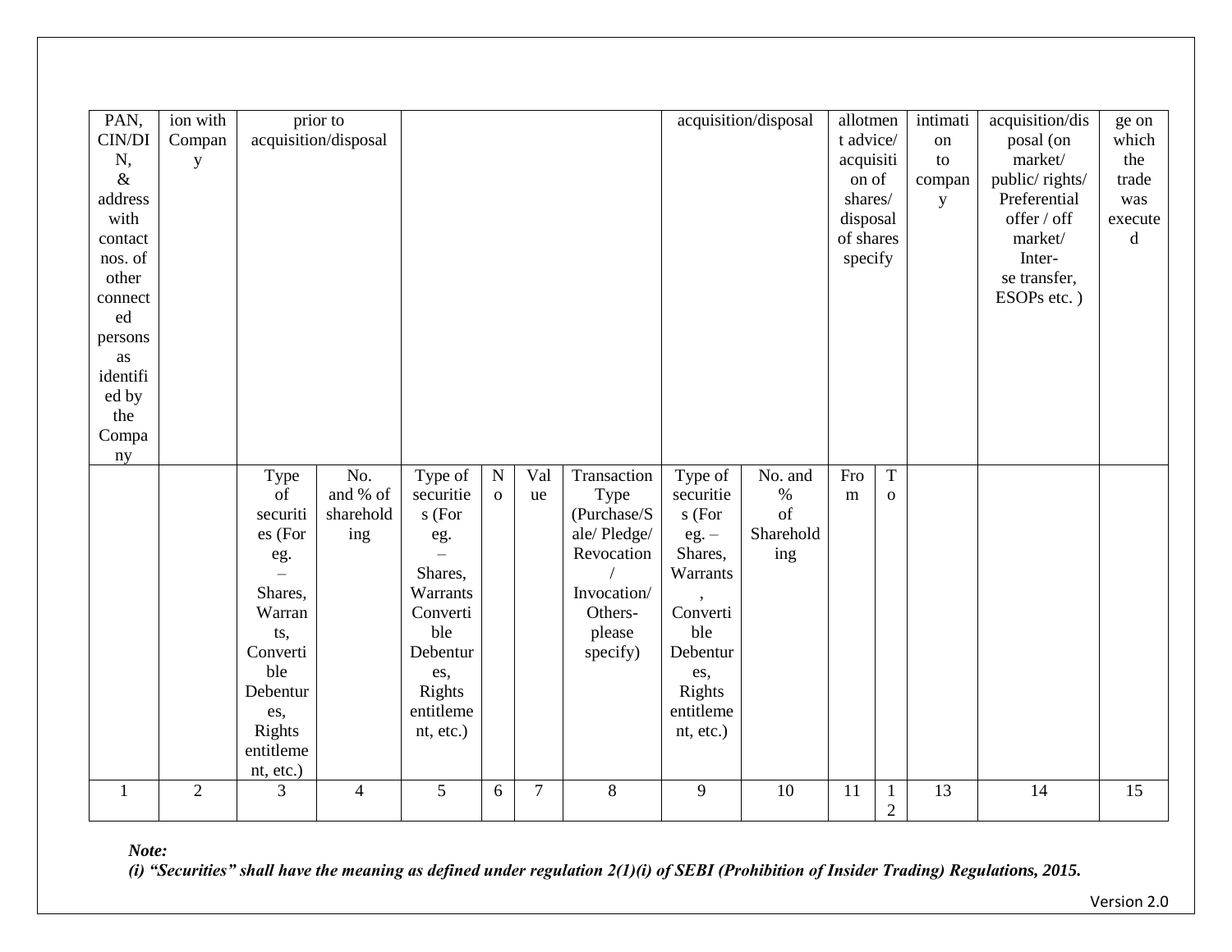| PAN, CIN/DIN, & address with contact nos. of other connected persons as identified by the Company | ion with Company | prior to acquisition/disposal | | | | | | acquisition/disposal | | allotment advice/ acquisition of shares/ disposal of shares specify | | intimation to company | acquisition/disposal (on market/ public/ rights/ Preferential offer / off market/ Inter-se transfer, ESOPs etc. ) | ge on which the trade was executed |
|---|---|---|---|---|---|---|---|---|---|---|---|---|---|---|
| | | Type of securities (For eg. – Shares, Warrants, Convertible Debentures, Rights entitlement, etc.) | No. and % of shareholding | Type of securities (For eg. – Shares, Warrants Convertible Debentures, Rights entitlement, etc.) | No | Value | Transaction Type (Purchase/Sale/ Pledge/ Revocation / Invocation/ Others- please specify) | Type of securities (For eg. – Shares, Warrants, Convertible Debentures, Rights entitlement, etc.) | No. and % of Shareholding | From | To | | | |
| 1 | 2 | 3 | 4 | 5 | 6 | 7 | 8 | 9 | 10 | 11 | 12 | 13 | 14 | 15 |

***Note:***

***(i) "Securities" shall have the meaning as defined under regulation 2(1)(i) of SEBI (Prohibition of Insider Trading) Regulations, 2015.***

Version 2.0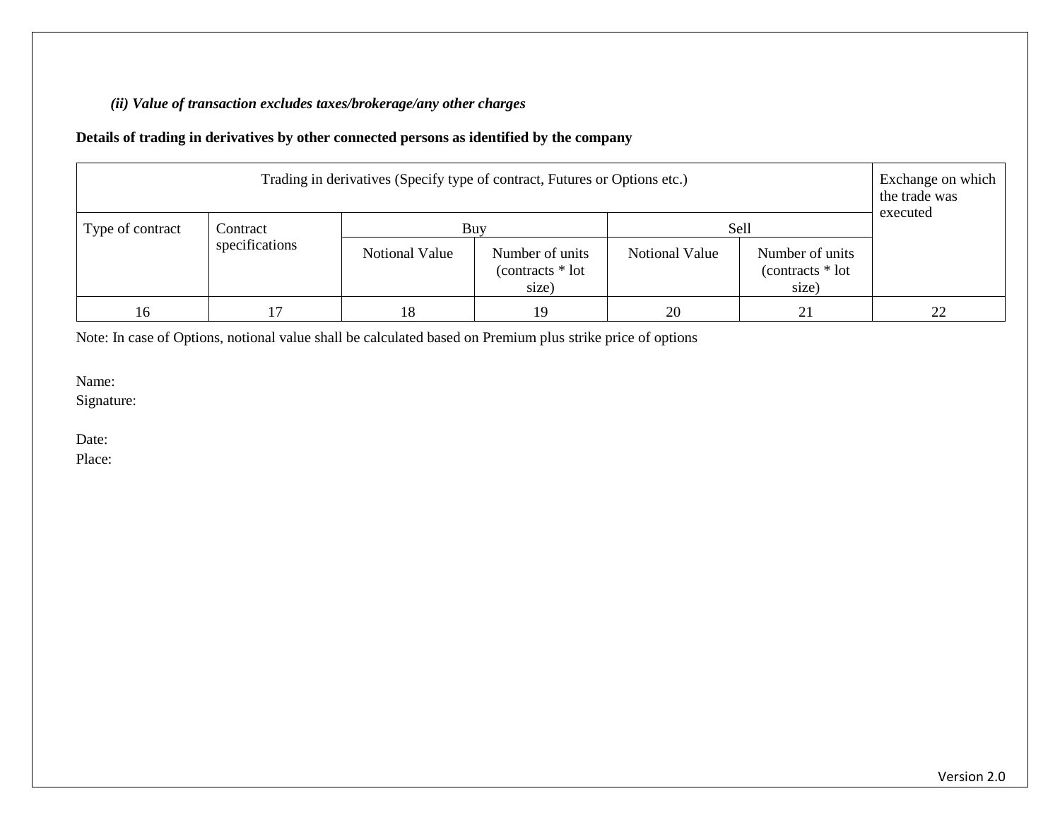*(ii) Value of transaction excludes taxes/brokerage/any other charges*

**Details of trading in derivatives by other connected persons as identified by the company**

| Trading in derivatives (Specify type of contract, Futures or Options etc.) | | | | | | Exchange on which the trade was executed |
|---|---|---|---|---|---|---|
| Type of contract | Contract specifications | Buy | | Sell | | |
| | | Notional Value | Number of units (contracts * lot size) | Notional Value | Number of units (contracts * lot size) | |
| 16 | 17 | 18 | 19 | 20 | 21 | 22 |

Note: In case of Options, notional value shall be calculated based on Premium plus strike price of options

Name:
Signature:

Date:
Place:

Version 2.0